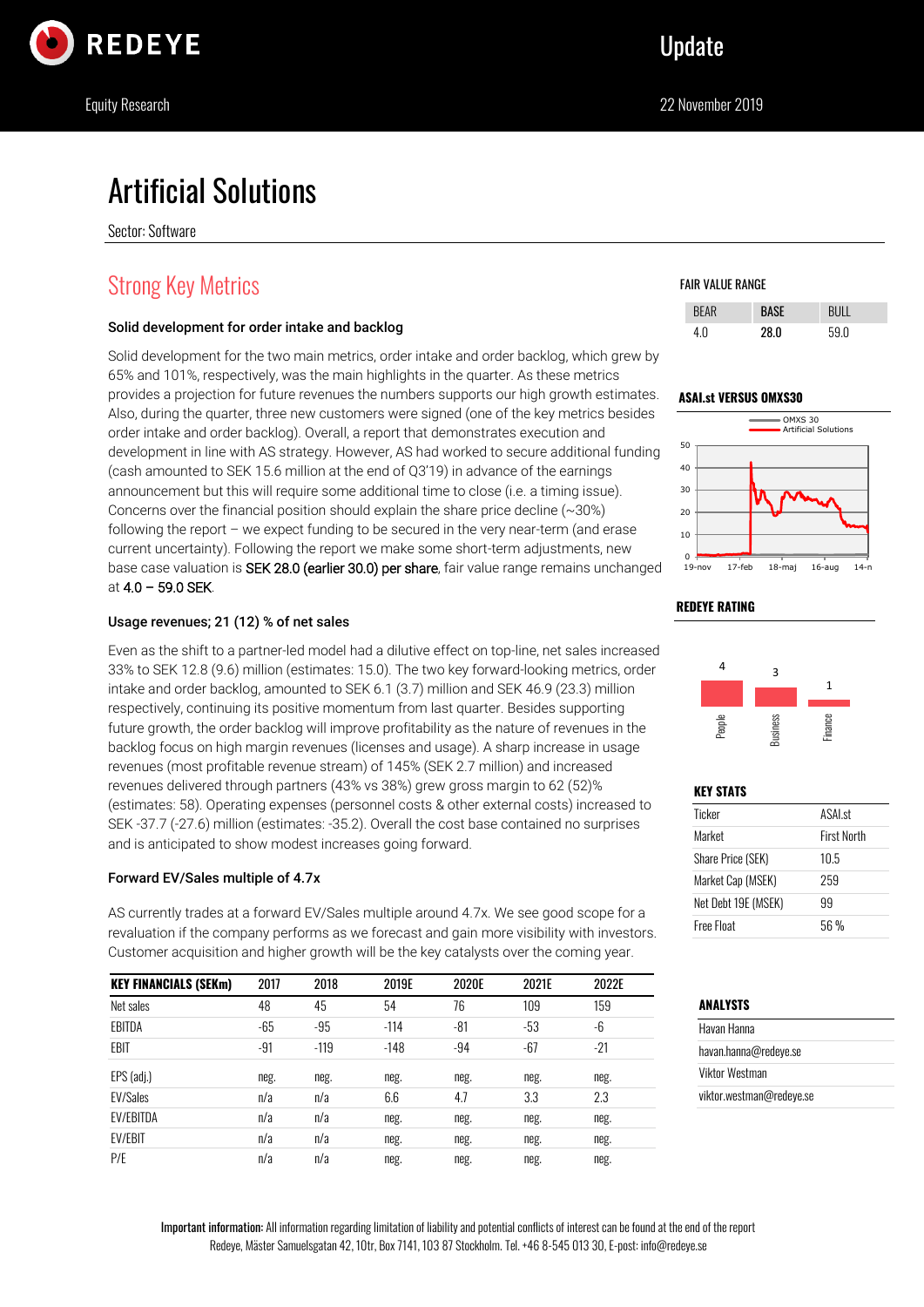REDEYE

Update

Equity Research

22 November 2019

# Artificial Solutions

Sector: Software

## Strong Key Metrics

### Solid development for order intake and backlog

Solid development for the two main metrics, order intake and order backlog, which grew by 65% and 101%, respectively, was the main highlights in the quarter. As these metrics provides a projection for future revenues the numbers supports our high growth estimates. Also, during the quarter, three new customers were signed (one of the key metrics besides order intake and order backlog). Overall, a report that demonstrates execution and development in line with AS strategy. However, AS had worked to secure additional funding (cash amounted to SEK 15.6 million at the end of Q3'19) in advance of the earnings announcement but this will require some additional time to close (i.e. a timing issue). Concerns over the financial position should explain the share price decline (~30%) following the report – we expect funding to be secured in the very near-term (and erase current uncertainty). Following the report we make some short-term adjustments, new base case valuation is SEK 28.0 (earlier 30.0) per share, fair value range remains unchanged at 4.0 – 59.0 SEK.

### Usage revenues; 21 (12) % of net sales

Even as the shift to a partner-led model had a dilutive effect on top-line, net sales increased 33% to SEK 12.8 (9.6) million (estimates: 15.0). The two key forward-looking metrics, order intake and order backlog, amounted to SEK 6.1 (3.7) million and SEK 46.9 (23.3) million respectively, continuing its positive momentum from last quarter. Besides supporting future growth, the order backlog will improve profitability as the nature of revenues in the backlog focus on high margin revenues (licenses and usage). A sharp increase in usage revenues (most profitable revenue stream) of 145% (SEK 2.7 million) and increased revenues delivered through partners (43% vs 38%) grew gross margin to 62 (52)% (estimates: 58). Operating expenses (personnel costs & other external costs) increased to SEK -37.7 (-27.6) million (estimates: -35.2). Overall the cost base contained no surprises and is anticipated to show modest increases going forward.

### Forward EV/Sales multiple of 4.7x

AS currently trades at a forward EV/Sales multiple around 4.7x. We see good scope for a revaluation if the company performs as we forecast and gain more visibility with investors. Customer acquisition and higher growth will be the key catalysts over the coming year.

| KEY FINANCIALS (SEKm) | 2017 | 2018 | 2019E | 2020E | 2021E | 2022E |
|---|---|---|---|---|---|---|
| Net sales | 48 | 45 | 54 | 76 | 109 | 159 |
| EBITDA | -65 | -95 | -114 | -81 | -53 | -6 |
| EBIT | -91 | -119 | -148 | -94 | -67 | -21 |
| EPS (adj.) | neg. | neg. | neg. | neg. | neg. | neg. |
| EV/Sales | n/a | n/a | 6.6 | 4.7 | 3.3 | 2.3 |
| EV/EBITDA | n/a | n/a | neg. | neg. | neg. | neg. |
| EV/EBIT | n/a | n/a | neg. | neg. | neg. | neg. |
| P/E | n/a | n/a | neg. | neg. | neg. | neg. |

### FAIR VALUE RANGE

| BEAR | BASE | BULL |
|---|---|---|
| 4.0 | 28.0 | 59.0 |

### ASAI.st VERSUS OMXS30

### REDEYE RATING

| People | Business | Finance |
|---|---|---|
| 4 | 3 | 1 |

### KEY STATS

| | |
|---|---|
| Ticker | ASAI.st |
| Market | First North |
| Share Price (SEK) | 10.5 |
| Market Cap (MSEK) | 259 |
| Net Debt 19E (MSEK) | 99 |
| Free Float | 56 % |

### ANALYSTS

| |
|---|
| Havan Hanna |
| havan.hanna@redeye.se |
| Viktor Westman |
| viktor.westman@redeye.se |

**Important information:** All information regarding limitation of liability and potential conflicts of interest can be found at the end of the report
Redeye, Mäster Samuelsgatan 42, 10tr, Box 7141, 103 87 Stockholm. Tel. +46 8-545 013 30, E-post: info@redeye.se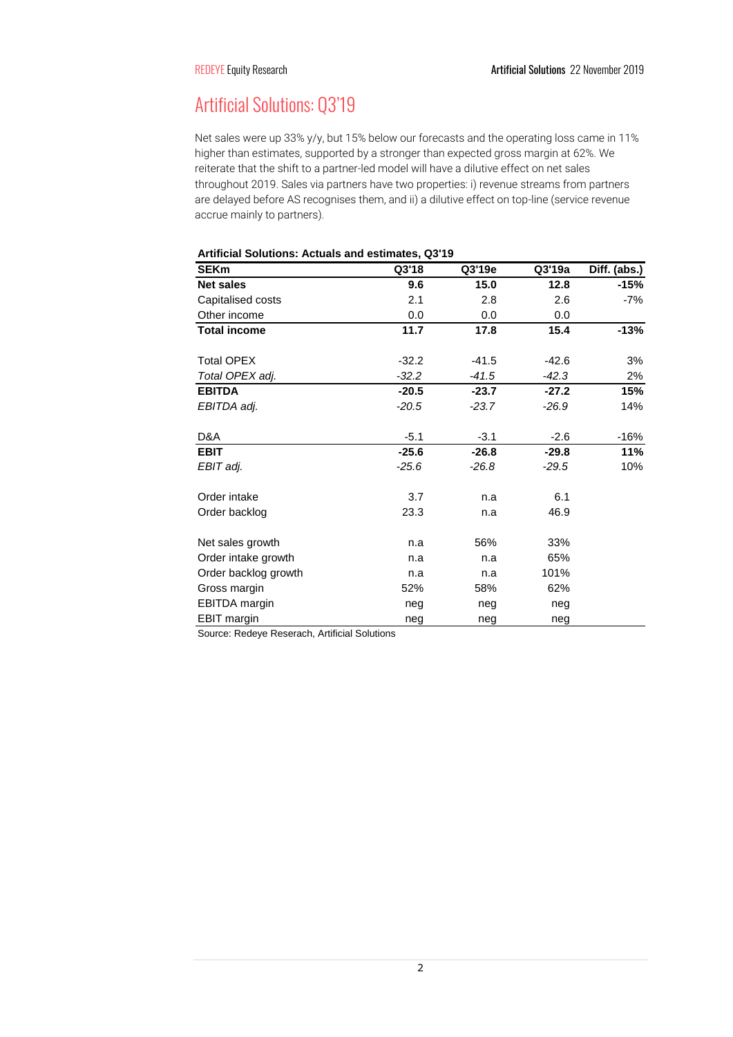# Artificial Solutions: Q3'19

Net sales were up 33% y/y, but 15% below our forecasts and the operating loss came in 11% higher than estimates, supported by a stronger than expected gross margin at 62%. We reiterate that the shift to a partner-led model will have a dilutive effect on net sales throughout 2019. Sales via partners have two properties: i) revenue streams from partners are delayed before AS recognises them, and ii) a dilutive effect on top-line (service revenue accrue mainly to partners).

**Artificial Solutions: Actuals and estimates, Q3'19**

| SEKm | Q3'18 | Q3'19e | Q3'19a | Diff. (abs.) |
|---|---|---|---|---|
| **Net sales** | **9.6** | **15.0** | **12.8** | **-15%** |
| Capitalised costs | 2.1 | 2.8 | 2.6 | -7% |
| Other income | 0.0 | 0.0 | 0.0 | |
| **Total income** | **11.7** | **17.8** | **15.4** | **-13%** |
| | | | | |
| Total OPEX | -32.2 | -41.5 | -42.6 | 3% |
| *Total OPEX adj.* | *-32.2* | *-41.5* | *-42.3* | 2% |
| **EBITDA** | **-20.5** | **-23.7** | **-27.2** | **15%** |
| *EBITDA adj.* | *-20.5* | *-23.7* | *-26.9* | 14% |
| | | | | |
| D&A | -5.1 | -3.1 | -2.6 | -16% |
| **EBIT** | **-25.6** | **-26.8** | **-29.8** | **11%** |
| *EBIT adj.* | *-25.6* | *-26.8* | *-29.5* | 10% |
| | | | | |
| Order intake | 3.7 | n.a | 6.1 | |
| Order backlog | 23.3 | n.a | 46.9 | |
| | | | | |
| Net sales growth | n.a | 56% | 33% | |
| Order intake growth | n.a | n.a | 65% | |
| Order backlog growth | n.a | n.a | 101% | |
| Gross margin | 52% | 58% | 62% | |
| EBITDA margin | neg | neg | neg | |
| EBIT margin | neg | neg | neg | |

Source: Redeye Reserach, Artificial Solutions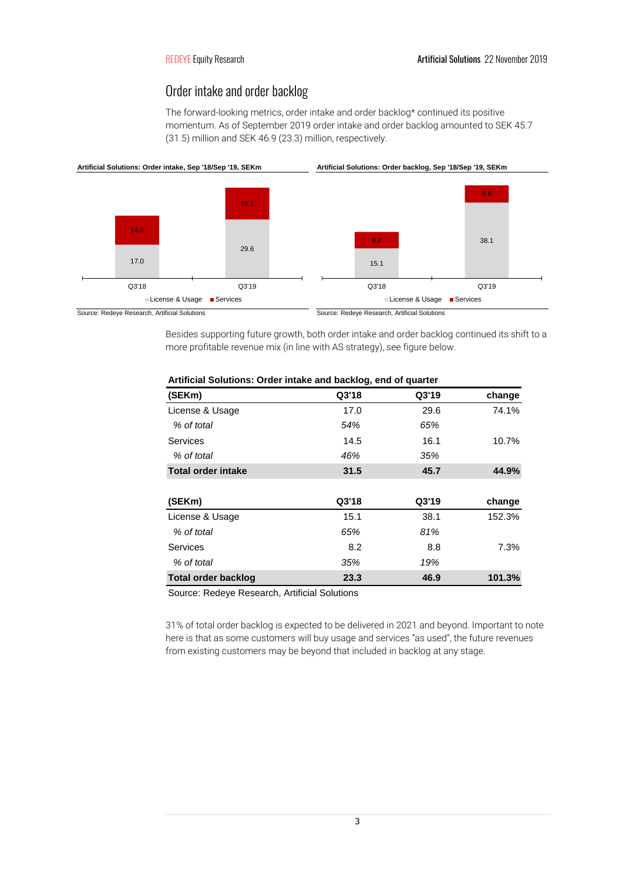## Order intake and order backlog

The forward-looking metrics, order intake and order backlog* continued its positive momentum. As of September 2019 order intake and order backlog amounted to SEK 45.7 (31.5) million and SEK 46.9 (23.3) million, respectively.

**Artificial Solutions: Order intake, Sep '18/Sep '19, SEKm**

| | License & Usage | Services |
|---|---|---|
| Q3'18 | 17.0 | 14.5 |
| Q3'19 | 29.6 | 16.1 |

Source: Redeye Research, Artificial Solutions

**Artificial Solutions: Order backlog, Sep '18/Sep '19, SEKm**

| | License & Usage | Services |
|---|---|---|
| Q3'18 | 15.1 | 8.2 |
| Q3'19 | 38.1 | 8.8 |

Source: Redeye Research, Artificial Solutions

Besides supporting future growth, both order intake and order backlog continued its shift to a more profitable revenue mix (in line with AS strategy), see figure below.

**Artificial Solutions: Order intake and backlog, end of quarter**

| (SEKm) | Q3'18 | Q3'19 | change |
|---|---|---|---|
| License & Usage | 17.0 | 29.6 | 74.1% |
| *% of total* | *54%* | *65%* | |
| Services | 14.5 | 16.1 | 10.7% |
| *% of total* | *46%* | *35%* | |
| **Total order intake** | **31.5** | **45.7** | **44.9%** |
| | | | |
| **(SEKm)** | **Q3'18** | **Q3'19** | **change** |
| License & Usage | 15.1 | 38.1 | 152.3% |
| *% of total* | *65%* | *81%* | |
| Services | 8.2 | 8.8 | 7.3% |
| *% of total* | *35%* | *19%* | |
| **Total order backlog** | **23.3** | **46.9** | **101.3%** |

Source: Redeye Research, Artificial Solutions

31% of total order backlog is expected to be delivered in 2021 and beyond. Important to note here is that as some customers will buy usage and services "as used", the future revenues from existing customers may be beyond that included in backlog at any stage.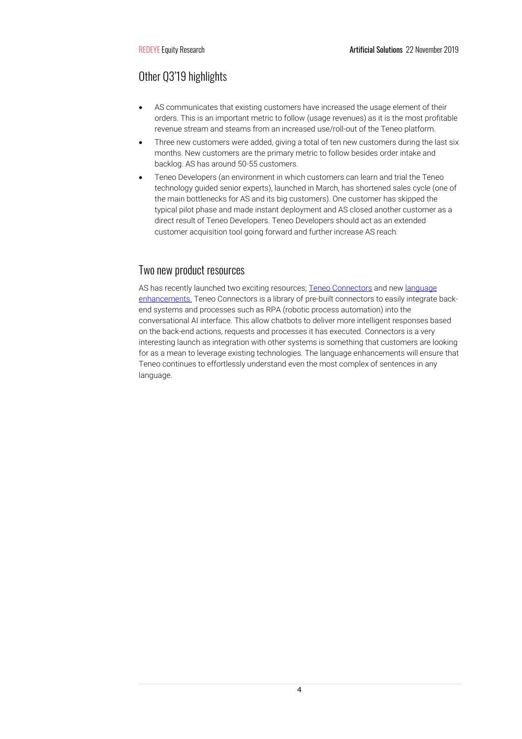## Other Q3'19 highlights

- AS communicates that existing customers have increased the usage element of their orders. This is an important metric to follow (usage revenues) as it is the most profitable revenue stream and steams from an increased use/roll-out of the Teneo platform.
- Three new customers were added, giving a total of ten new customers during the last six months. New customers are the primary metric to follow besides order intake and backlog. AS has around 50-55 customers.
- Teneo Developers (an environment in which customers can learn and trial the Teneo technology guided senior experts), launched in March, has shortened sales cycle (one of the main bottlenecks for AS and its big customers). One customer has skipped the typical pilot phase and made instant deployment and AS closed another customer as a direct result of Teneo Developers. Teneo Developers should act as an extended customer acquisition tool going forward and further increase AS reach.

## Two new product resources

AS has recently launched two exciting resources; Teneo Connectors and new language enhancements. Teneo Connectors is a library of pre-built connectors to easily integrate back-end systems and processes such as RPA (robotic process automation) into the conversational AI interface. This allow chatbots to deliver more intelligent responses based on the back-end actions, requests and processes it has executed. Connectors is a very interesting launch as integration with other systems is something that customers are looking for as a mean to leverage existing technologies. The language enhancements will ensure that Teneo continues to effortlessly understand even the most complex of sentences in any language.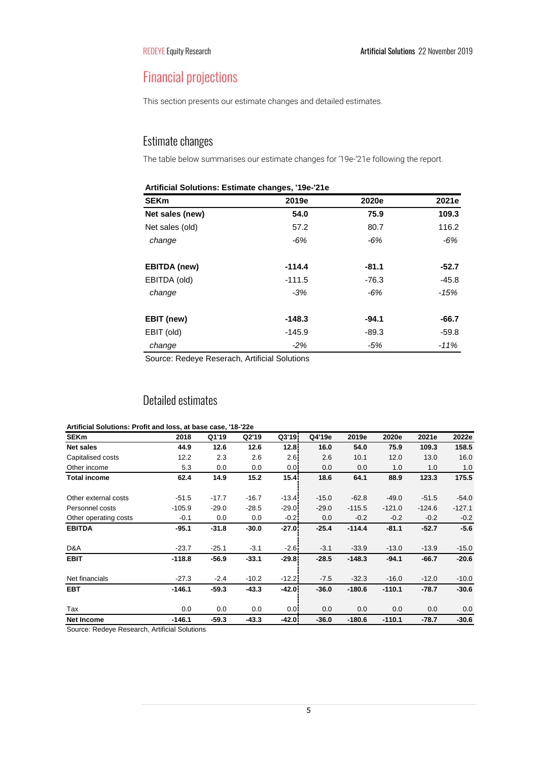# Financial projections

This section presents our estimate changes and detailed estimates.

## Estimate changes

The table below summarises our estimate changes for '19e-'21e following the report.

**Artificial Solutions: Estimate changes, '19e-'21e**

| SEKm | 2019e | 2020e | 2021e |
|---|---|---|---|
| **Net sales (new)** | **54.0** | **75.9** | **109.3** |
| Net sales (old) | 57.2 | 80.7 | 116.2 |
| *change* | *-6%* | *-6%* | *-6%* |
| | | | |
| **EBITDA (new)** | **-114.4** | **-81.1** | **-52.7** |
| EBITDA (old) | -111.5 | -76.3 | -45.8 |
| *change* | *-3%* | *-6%* | *-15%* |
| | | | |
| **EBIT (new)** | **-148.3** | **-94.1** | **-66.7** |
| EBIT (old) | -145.9 | -89.3 | -59.8 |
| *change* | *-2%* | *-5%* | *-11%* |

Source: Redeye Reserach, Artificial Solutions

## Detailed estimates

**Artificial Solutions: Profit and loss, at base case, '18-'22e**

| SEKm | 2018 | Q1'19 | Q2'19 | Q3'19 | Q4'19e | 2019e | 2020e | 2021e | 2022e |
|---|---|---|---|---|---|---|---|---|---|
| **Net sales** | **44.9** | **12.6** | **12.6** | **12.8** | **16.0** | **54.0** | **75.9** | **109.3** | **158.5** |
| Capitalised costs | 12.2 | 2.3 | 2.6 | 2.6 | 2.6 | 10.1 | 12.0 | 13.0 | 16.0 |
| Other income | 5.3 | 0.0 | 0.0 | 0.0 | 0.0 | 0.0 | 1.0 | 1.0 | 1.0 |
| **Total income** | **62.4** | **14.9** | **15.2** | **15.4** | **18.6** | **64.1** | **88.9** | **123.3** | **175.5** |
| | | | | | | | | | |
| Other external costs | -51.5 | -17.7 | -16.7 | -13.4 | -15.0 | -62.8 | -49.0 | -51.5 | -54.0 |
| Personnel costs | -105.9 | -29.0 | -28.5 | -29.0 | -29.0 | -115.5 | -121.0 | -124.6 | -127.1 |
| Other operating costs | -0.1 | 0.0 | 0.0 | -0.2 | 0.0 | -0.2 | -0.2 | -0.2 | -0.2 |
| **EBITDA** | **-95.1** | **-31.8** | **-30.0** | **-27.0** | **-25.4** | **-114.4** | **-81.1** | **-52.7** | **-5.6** |
| | | | | | | | | | |
| D&A | -23.7 | -25.1 | -3.1 | -2.6 | -3.1 | -33.9 | -13.0 | -13.9 | -15.0 |
| **EBIT** | **-118.8** | **-56.9** | **-33.1** | **-29.8** | **-28.5** | **-148.3** | **-94.1** | **-66.7** | **-20.6** |
| | | | | | | | | | |
| Net financials | -27.3 | -2.4 | -10.2 | -12.2 | -7.5 | -32.3 | -16.0 | -12.0 | -10.0 |
| **EBT** | **-146.1** | **-59.3** | **-43.3** | **-42.0** | **-36.0** | **-180.6** | **-110.1** | **-78.7** | **-30.6** |
| | | | | | | | | | |
| Tax | 0.0 | 0.0 | 0.0 | 0.0 | 0.0 | 0.0 | 0.0 | 0.0 | 0.0 |
| **Net Income** | **-146.1** | **-59.3** | **-43.3** | **-42.0** | **-36.0** | **-180.6** | **-110.1** | **-78.7** | **-30.6** |

Source: Redeye Research, Artificial Solutions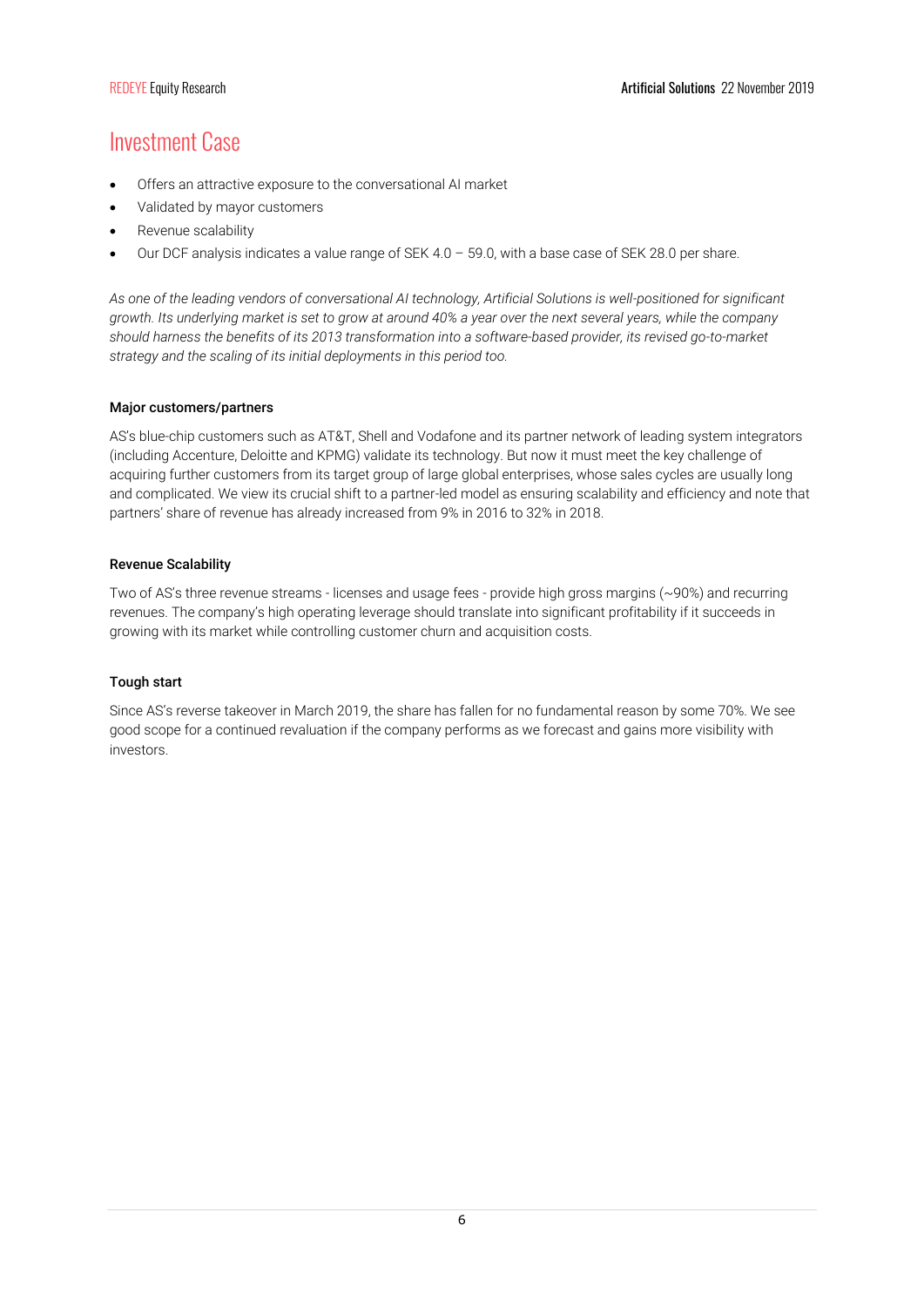# Investment Case

- Offers an attractive exposure to the conversational AI market
- Validated by mayor customers
- Revenue scalability
- Our DCF analysis indicates a value range of SEK 4.0 – 59.0, with a base case of SEK 28.0 per share.

*As one of the leading vendors of conversational AI technology, Artificial Solutions is well-positioned for significant growth. Its underlying market is set to grow at around 40% a year over the next several years, while the company should harness the benefits of its 2013 transformation into a software-based provider, its revised go-to-market strategy and the scaling of its initial deployments in this period too.*

**Major customers/partners**

AS's blue-chip customers such as AT&T, Shell and Vodafone and its partner network of leading system integrators (including Accenture, Deloitte and KPMG) validate its technology. But now it must meet the key challenge of acquiring further customers from its target group of large global enterprises, whose sales cycles are usually long and complicated. We view its crucial shift to a partner-led model as ensuring scalability and efficiency and note that partners' share of revenue has already increased from 9% in 2016 to 32% in 2018.

**Revenue Scalability**

Two of AS's three revenue streams - licenses and usage fees - provide high gross margins (~90%) and recurring revenues. The company's high operating leverage should translate into significant profitability if it succeeds in growing with its market while controlling customer churn and acquisition costs.

**Tough start**

Since AS's reverse takeover in March 2019, the share has fallen for no fundamental reason by some 70%. We see good scope for a continued revaluation if the company performs as we forecast and gains more visibility with investors.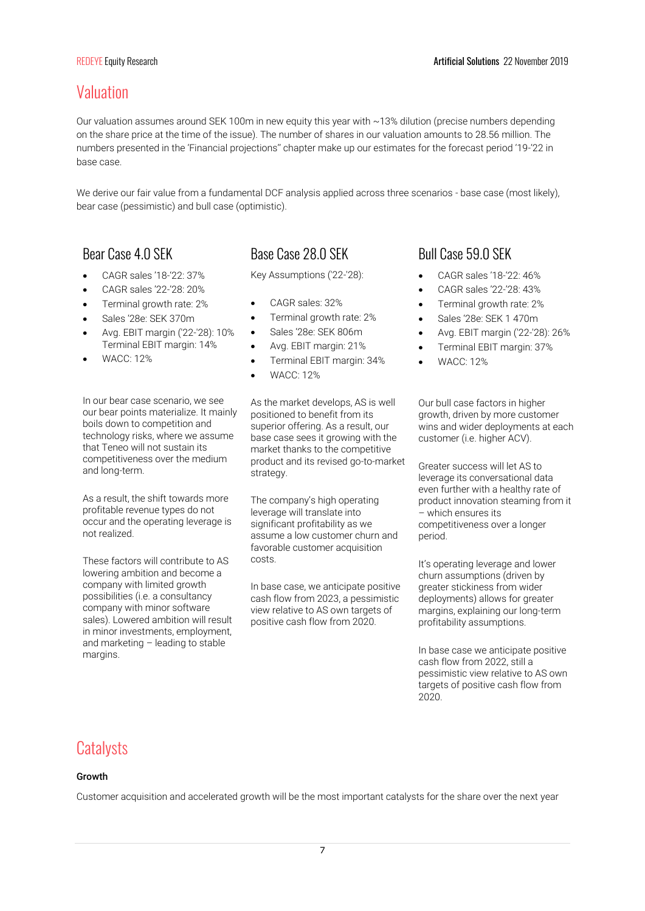# Valuation

Our valuation assumes around SEK 100m in new equity this year with ~13% dilution (precise numbers depending on the share price at the time of the issue). The number of shares in our valuation amounts to 28.56 million. The numbers presented in the 'Financial projections" chapter make up our estimates for the forecast period '19-'22 in base case.

We derive our fair value from a fundamental DCF analysis applied across three scenarios - base case (most likely), bear case (pessimistic) and bull case (optimistic).

## Bear Case 4.0 SEK

- CAGR sales '18-'22: 37%
- CAGR sales '22-'28: 20%
- Terminal growth rate: 2%
- Sales '28e: SEK 370m
- Avg. EBIT margin ('22-'28): 10% Terminal EBIT margin: 14%
- WACC: 12%

In our bear case scenario, we see our bear points materialize. It mainly boils down to competition and technology risks, where we assume that Teneo will not sustain its competitiveness over the medium and long-term.

As a result, the shift towards more profitable revenue types do not occur and the operating leverage is not realized.

These factors will contribute to AS lowering ambition and become a company with limited growth possibilities (i.e. a consultancy company with minor software sales). Lowered ambition will result in minor investments, employment, and marketing – leading to stable margins.

## Base Case 28.0 SEK

Key Assumptions ('22-'28):

- CAGR sales: 32%
- Terminal growth rate: 2%
- Sales '28e: SEK 806m
- Avg. EBIT margin: 21%
- Terminal EBIT margin: 34%
- WACC: 12%

As the market develops, AS is well positioned to benefit from its superior offering. As a result, our base case sees it growing with the market thanks to the competitive product and its revised go-to-market strategy.

The company's high operating leverage will translate into significant profitability as we assume a low customer churn and favorable customer acquisition costs.

In base case, we anticipate positive cash flow from 2023, a pessimistic view relative to AS own targets of positive cash flow from 2020.

## Bull Case 59.0 SEK

- CAGR sales '18-'22: 46%
- CAGR sales '22-'28: 43%
- Terminal growth rate: 2%
- Sales '28e: SEK 1 470m
- Avg. EBIT margin ('22-'28): 26%
- Terminal EBIT margin: 37%
- WACC: 12%

Our bull case factors in higher growth, driven by more customer wins and wider deployments at each customer (i.e. higher ACV).

Greater success will let AS to leverage its conversational data even further with a healthy rate of product innovation steaming from it – which ensures its competitiveness over a longer period.

It's operating leverage and lower churn assumptions (driven by greater stickiness from wider deployments) allows for greater margins, explaining our long-term profitability assumptions.

In base case we anticipate positive cash flow from 2022, still a pessimistic view relative to AS own targets of positive cash flow from 2020.

# Catalysts

**Growth**

Customer acquisition and accelerated growth will be the most important catalysts for the share over the next year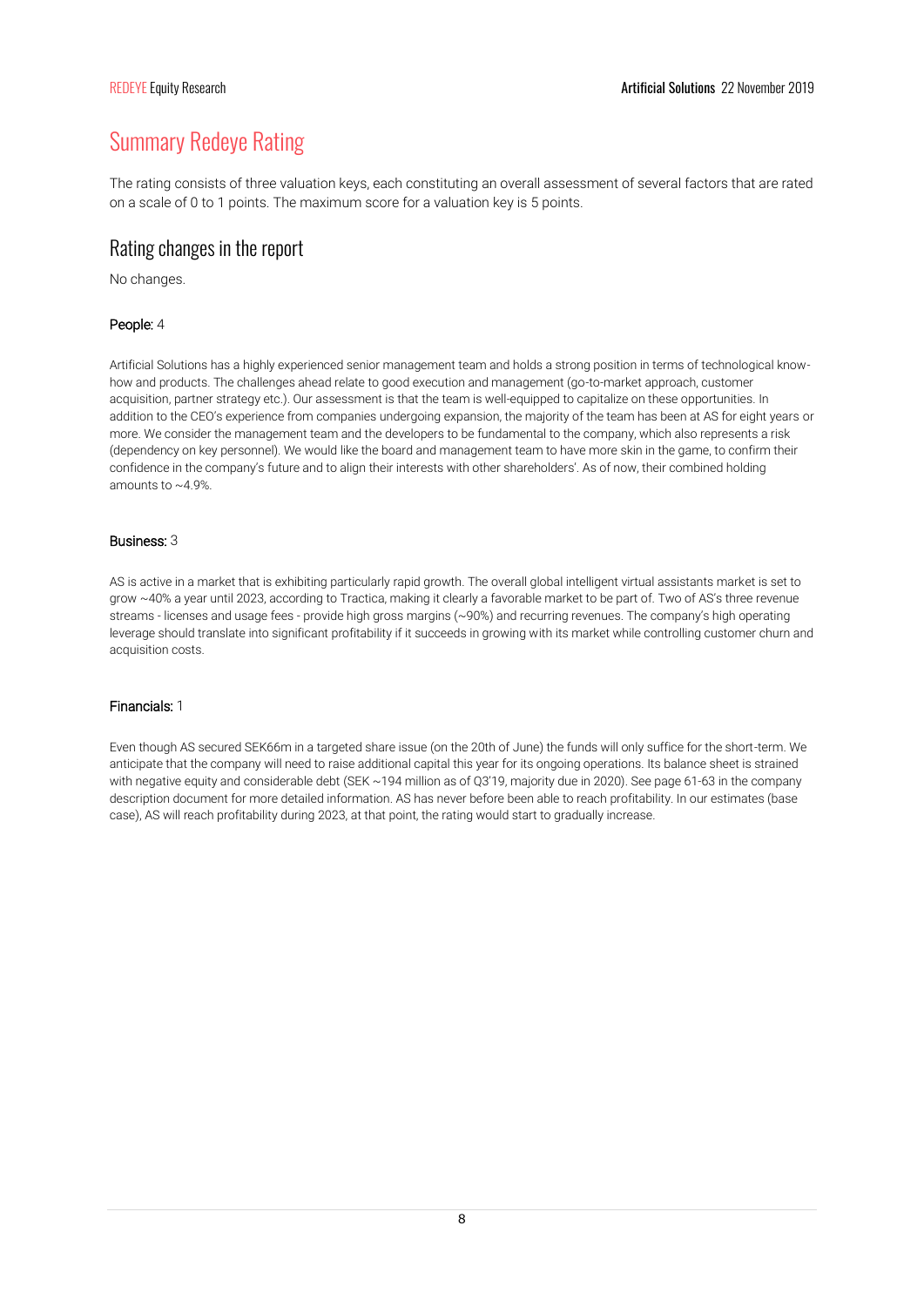# Summary Redeye Rating

The rating consists of three valuation keys, each constituting an overall assessment of several factors that are rated on a scale of 0 to 1 points. The maximum score for a valuation key is 5 points.

## Rating changes in the report

No changes.

### People: 4

Artificial Solutions has a highly experienced senior management team and holds a strong position in terms of technological know-how and products. The challenges ahead relate to good execution and management (go-to-market approach, customer acquisition, partner strategy etc.). Our assessment is that the team is well-equipped to capitalize on these opportunities. In addition to the CEO's experience from companies undergoing expansion, the majority of the team has been at AS for eight years or more. We consider the management team and the developers to be fundamental to the company, which also represents a risk (dependency on key personnel). We would like the board and management team to have more skin in the game, to confirm their confidence in the company's future and to align their interests with other shareholders'. As of now, their combined holding amounts to ~4.9%.

### Business: 3

AS is active in a market that is exhibiting particularly rapid growth. The overall global intelligent virtual assistants market is set to grow ~40% a year until 2023, according to Tractica, making it clearly a favorable market to be part of. Two of AS's three revenue streams - licenses and usage fees - provide high gross margins (~90%) and recurring revenues. The company's high operating leverage should translate into significant profitability if it succeeds in growing with its market while controlling customer churn and acquisition costs.

### Financials: 1

Even though AS secured SEK66m in a targeted share issue (on the 20th of June) the funds will only suffice for the short-term. We anticipate that the company will need to raise additional capital this year for its ongoing operations. Its balance sheet is strained with negative equity and considerable debt (SEK ~194 million as of Q3'19, majority due in 2020). See page 61-63 in the company description document for more detailed information. AS has never before been able to reach profitability. In our estimates (base case), AS will reach profitability during 2023, at that point, the rating would start to gradually increase.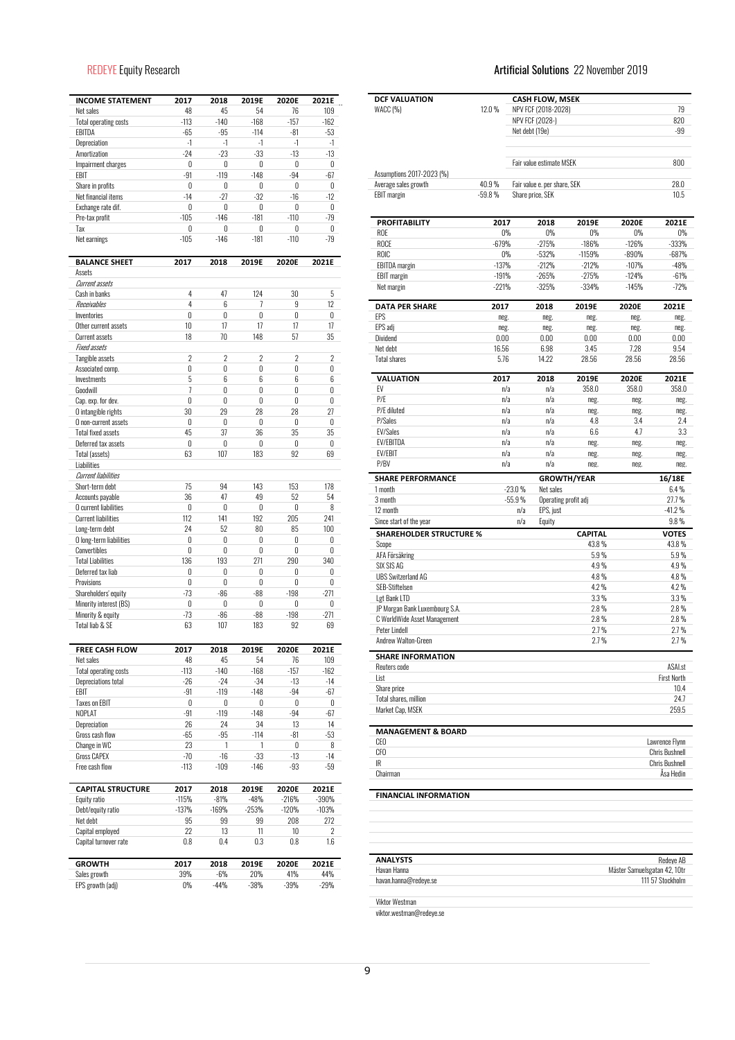| INCOME STATEMENT | 2017 | 2018 | 2019E | 2020E | 2021E |
|---|---|---|---|---|---|
| Net sales | 48 | 45 | 54 | 76 | 109 |
| Total operating costs | -113 | -140 | -168 | -157 | -162 |
| EBITDA | -65 | -95 | -114 | -81 | -53 |
| Depreciation | -1 | -1 | -1 | -1 | -1 |
| Amortization | -24 | -23 | -33 | -13 | -13 |
| Impairment charges | 0 | 0 | 0 | 0 | 0 |
| EBIT | -91 | -119 | -148 | -94 | -67 |
| Share in profits | 0 | 0 | 0 | 0 | 0 |
| Net financial items | -14 | -27 | -32 | -16 | -12 |
| Exchange rate dif. | 0 | 0 | 0 | 0 | 0 |
| Pre-tax profit | -105 | -146 | -181 | -110 | -79 |
| Tax | 0 | 0 | 0 | 0 | 0 |
| Net earnings | -105 | -146 | -181 | -110 | -79 |

| BALANCE SHEET | 2017 | 2018 | 2019E | 2020E | 2021E |
|---|---|---|---|---|---|
| Assets | | | | | |
| *Current assets* | | | | | |
| Cash in banks | 4 | 47 | 124 | 30 | 5 |
| *Receivables* | 4 | 6 | 7 | 9 | 12 |
| Inventories | 0 | 0 | 0 | 0 | 0 |
| Other current assets | 10 | 17 | 17 | 17 | 17 |
| Current assets | 18 | 70 | 148 | 57 | 35 |
| *Fixed assets* | | | | | |
| Tangible assets | 2 | 2 | 2 | 2 | 2 |
| Associated comp. | 0 | 0 | 0 | 0 | 0 |
| Investments | 5 | 6 | 6 | 6 | 6 |
| Goodwill | 7 | 0 | 0 | 0 | 0 |
| Cap. exp. for dev. | 0 | 0 | 0 | 0 | 0 |
| O intangible rights | 30 | 29 | 28 | 28 | 27 |
| O non-current assets | 0 | 0 | 0 | 0 | 0 |
| Total fixed assets | 45 | 37 | 36 | 35 | 35 |
| Deferred tax assets | 0 | 0 | 0 | 0 | 0 |
| Total (assets) | 63 | 107 | 183 | 92 | 69 |
| Liabilities | | | | | |
| *Current liabilities* | | | | | |
| Short-term debt | 75 | 94 | 143 | 153 | 178 |
| Accounts payable | 36 | 47 | 49 | 52 | 54 |
| O current liabilities | 0 | 0 | 0 | 0 | 8 |
| Current liabilities | 112 | 141 | 192 | 205 | 241 |
| Long-term debt | 24 | 52 | 80 | 85 | 100 |
| O long-term liabilities | 0 | 0 | 0 | 0 | 0 |
| Convertibles | 0 | 0 | 0 | 0 | 0 |
| Total Liabilities | 136 | 193 | 271 | 290 | 340 |
| Deferred tax liab | 0 | 0 | 0 | 0 | 0 |
| Provisions | 0 | 0 | 0 | 0 | 0 |
| Shareholders' equity | -73 | -86 | -88 | -198 | -271 |
| Minority interest (BS) | 0 | 0 | 0 | 0 | 0 |
| Minority & equity | -73 | -86 | -88 | -198 | -271 |
| Total liab & SE | 63 | 107 | 183 | 92 | 69 |

| FREE CASH FLOW | 2017 | 2018 | 2019E | 2020E | 2021E |
|---|---|---|---|---|---|
| Net sales | 48 | 45 | 54 | 76 | 109 |
| Total operating costs | -113 | -140 | -168 | -157 | -162 |
| Depreciations total | -26 | -24 | -34 | -13 | -14 |
| EBIT | -91 | -119 | -148 | -94 | -67 |
| Taxes on EBIT | 0 | 0 | 0 | 0 | 0 |
| NOPLAT | -91 | -119 | -148 | -94 | -67 |
| Depreciation | 26 | 24 | 34 | 13 | 14 |
| Gross cash flow | -65 | -95 | -114 | -81 | -53 |
| Change in WC | 23 | 1 | 1 | 0 | 8 |
| Gross CAPEX | -70 | -16 | -33 | -13 | -14 |
| Free cash flow | -113 | -109 | -146 | -93 | -59 |

| CAPITAL STRUCTURE | 2017 | 2018 | 2019E | 2020E | 2021E |
|---|---|---|---|---|---|
| Equity ratio | -115% | -81% | -48% | -216% | -390% |
| Debt/equity ratio | -137% | -169% | -253% | -120% | -103% |
| Net debt | 95 | 99 | 99 | 208 | 272 |
| Capital employed | 22 | 13 | 11 | 10 | 2 |
| Capital turnover rate | 0.8 | 0.4 | 0.3 | 0.8 | 1.6 |

| GROWTH | 2017 | 2018 | 2019E | 2020E | 2021E |
|---|---|---|---|---|---|
| Sales growth | 39% | -6% | 20% | 41% | 44% |
| EPS growth (adj) | 0% | -44% | -38% | -39% | -29% |

| DCF VALUATION | | CASH FLOW, MSEK | |
|---|---|---|---|
| WACC (%) | 12.0 % | NPV FCF (2018-2028) | 79 |
| | | NPV FCF (2028-) | 820 |
| | | Net debt (19e) | -99 |
| | | Fair value estimate MSEK | 800 |
| Assumptions 2017-2023 (%) | | | |
| Average sales growth | 40.9 % | Fair value e. per share, SEK | 28.0 |
| EBIT margin | -59.8 % | Share price, SEK | 10.5 |

| PROFITABILITY | 2017 | 2018 | 2019E | 2020E | 2021E |
|---|---|---|---|---|---|
| ROE | 0% | 0% | 0% | 0% | 0% |
| ROCE | -679% | -275% | -186% | -126% | -333% |
| ROIC | 0% | -532% | -1159% | -890% | -687% |
| EBITDA margin | -137% | -212% | -212% | -107% | -48% |
| EBIT margin | -191% | -265% | -275% | -124% | -61% |
| Net margin | -221% | -325% | -334% | -145% | -72% |

| DATA PER SHARE | 2017 | 2018 | 2019E | 2020E | 2021E |
|---|---|---|---|---|---|
| EPS | neg. | neg. | neg. | neg. | neg. |
| EPS adj | neg. | neg. | neg. | neg. | neg. |
| Dividend | 0.00 | 0.00 | 0.00 | 0.00 | 0.00 |
| Net debt | 16.56 | 6.98 | 3.45 | 7.28 | 9.54 |
| Total shares | 5.76 | 14.22 | 28.56 | 28.56 | 28.56 |

| VALUATION | 2017 | 2018 | 2019E | 2020E | 2021E |
|---|---|---|---|---|---|
| EV | n/a | n/a | 358.0 | 358.0 | 358.0 |
| P/E | n/a | n/a | neg. | neg. | neg. |
| P/E diluted | n/a | n/a | neg. | neg. | neg. |
| P/Sales | n/a | n/a | 4.8 | 3.4 | 2.4 |
| EV/Sales | n/a | n/a | 6.6 | 4.7 | 3.3 |
| EV/EBITDA | n/a | n/a | neg. | neg. | neg. |
| EV/EBIT | n/a | n/a | neg. | neg. | neg. |
| P/BV | n/a | n/a | neg. | neg. | neg. |

| SHARE PERFORMANCE | | GROWTH/YEAR | 16/18E |
|---|---|---|---|
| 1 month | -23.0 % | Net sales | 6.4 % |
| 3 month | -55.9 % | Operating profit adj | 27.7 % |
| 12 month | n/a | EPS, just | -41.2 % |
| Since start of the year | n/a | Equity | 9.8 % |

| SHAREHOLDER STRUCTURE % | CAPITAL | VOTES |
|---|---|---|
| Scope | 43.8 % | 43.8 % |
| AFA Försäkring | 5.9 % | 5.9 % |
| SIX SIS AG | 4.9 % | 4.9 % |
| UBS Switzerland AG | 4.8 % | 4.8 % |
| SEB-Stiftelsen | 4.2 % | 4.2 % |
| Lgt Bank LTD | 3.3 % | 3.3 % |
| JP Morgan Bank Luxembourg S.A. | 2.8 % | 2.8 % |
| C WorldWide Asset Management | 2.8 % | 2.8 % |
| Peter Lindell | 2.7 % | 2.7 % |
| Andrew Walton-Green | 2.7 % | 2.7 % |

| SHARE INFORMATION | |
|---|---|
| Reuters code | ASAI.st |
| List | First North |
| Share price | 10.4 |
| Total shares, million | 24.7 |
| Market Cap, MSEK | 259.5 |

| MANAGEMENT & BOARD | |
|---|---|
| CEO | Lawrence Flynn |
| CFO | Chris Bushnell |
| IR | Chris Bushnell |
| Chairman | Åsa Hedin |

**FINANCIAL INFORMATION**

| ANALYSTS | Redeye AB |
|---|---|
| Havan Hanna | Mäster Samuelsgatan 42, 10tr |
| havan.hanna@redeye.se | 111 57 Stockholm |
| Viktor Westman | |
| viktor.westman@redeye.se | |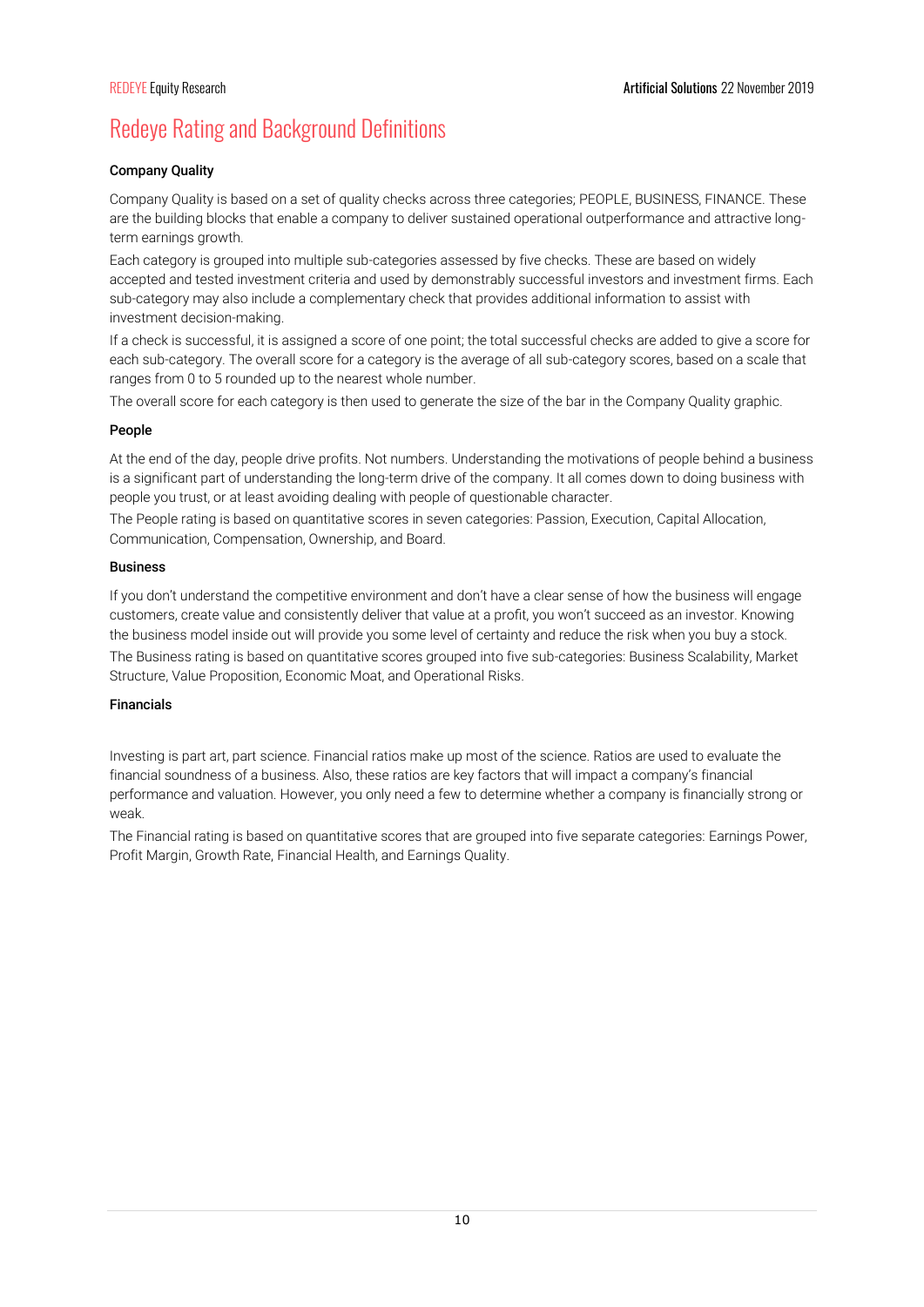# Redeye Rating and Background Definitions

**Company Quality**

Company Quality is based on a set of quality checks across three categories; PEOPLE, BUSINESS, FINANCE. These are the building blocks that enable a company to deliver sustained operational outperformance and attractive long-term earnings growth.

Each category is grouped into multiple sub-categories assessed by five checks. These are based on widely accepted and tested investment criteria and used by demonstrably successful investors and investment firms. Each sub-category may also include a complementary check that provides additional information to assist with investment decision-making.

If a check is successful, it is assigned a score of one point; the total successful checks are added to give a score for each sub-category. The overall score for a category is the average of all sub-category scores, based on a scale that ranges from 0 to 5 rounded up to the nearest whole number.

The overall score for each category is then used to generate the size of the bar in the Company Quality graphic.

**People**

At the end of the day, people drive profits. Not numbers. Understanding the motivations of people behind a business is a significant part of understanding the long-term drive of the company. It all comes down to doing business with people you trust, or at least avoiding dealing with people of questionable character.

The People rating is based on quantitative scores in seven categories: Passion, Execution, Capital Allocation, Communication, Compensation, Ownership, and Board.

**Business**

If you don't understand the competitive environment and don't have a clear sense of how the business will engage customers, create value and consistently deliver that value at a profit, you won't succeed as an investor. Knowing the business model inside out will provide you some level of certainty and reduce the risk when you buy a stock.

The Business rating is based on quantitative scores grouped into five sub-categories: Business Scalability, Market Structure, Value Proposition, Economic Moat, and Operational Risks.

**Financials**

Investing is part art, part science. Financial ratios make up most of the science. Ratios are used to evaluate the financial soundness of a business. Also, these ratios are key factors that will impact a company's financial performance and valuation. However, you only need a few to determine whether a company is financially strong or weak.

The Financial rating is based on quantitative scores that are grouped into five separate categories: Earnings Power, Profit Margin, Growth Rate, Financial Health, and Earnings Quality.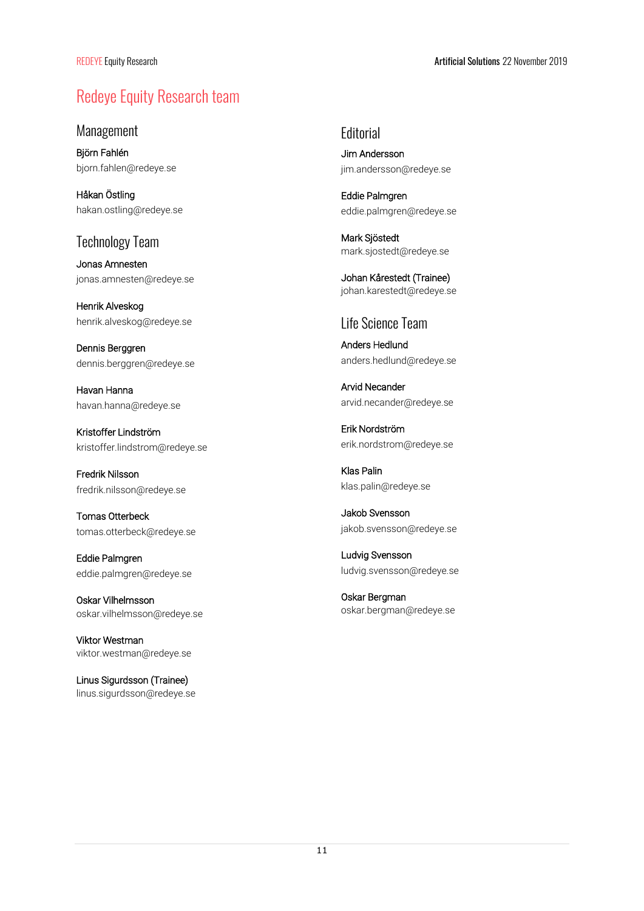# Redeye Equity Research team

## Management

Björn Fahlén
bjorn.fahlen@redeye.se

Håkan Östling
hakan.ostling@redeye.se

## Technology Team

Jonas Amnesten
jonas.amnesten@redeye.se

Henrik Alveskog
henrik.alveskog@redeye.se

Dennis Berggren
dennis.berggren@redeye.se

Havan Hanna
havan.hanna@redeye.se

Kristoffer Lindström
kristoffer.lindstrom@redeye.se

Fredrik Nilsson
fredrik.nilsson@redeye.se

Tomas Otterbeck
tomas.otterbeck@redeye.se

Eddie Palmgren
eddie.palmgren@redeye.se

Oskar Vilhelmsson
oskar.vilhelmsson@redeye.se

Viktor Westman
viktor.westman@redeye.se

Linus Sigurdsson (Trainee)
linus.sigurdsson@redeye.se

## Editorial

Jim Andersson
jim.andersson@redeye.se

Eddie Palmgren
eddie.palmgren@redeye.se

Mark Sjöstedt
mark.sjostedt@redeye.se

Johan Kårestedt (Trainee)
johan.karestedt@redeye.se

## Life Science Team

Anders Hedlund
anders.hedlund@redeye.se

Arvid Necander
arvid.necander@redeye.se

Erik Nordström
erik.nordstrom@redeye.se

Klas Palin
klas.palin@redeye.se

Jakob Svensson
jakob.svensson@redeye.se

Ludvig Svensson
ludvig.svensson@redeye.se

Oskar Bergman
oskar.bergman@redeye.se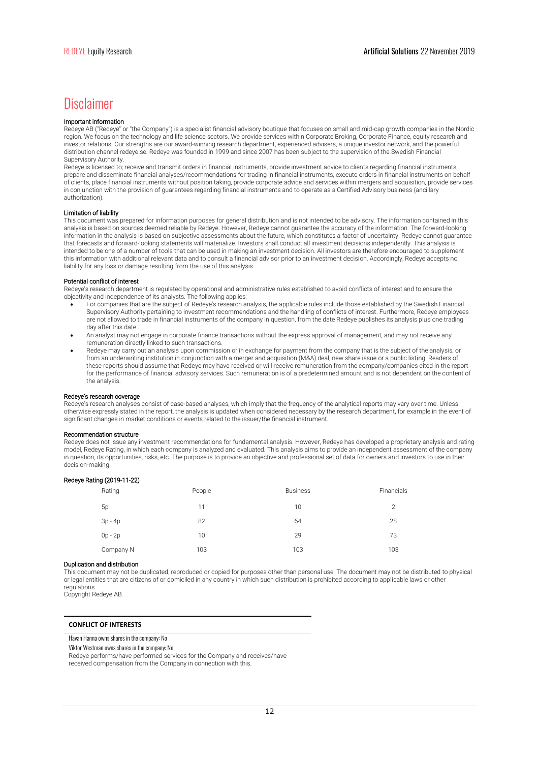# Disclaimer

**Important information**

Redeye AB ("Redeye" or "the Company") is a specialist financial advisory boutique that focuses on small and mid-cap growth companies in the Nordic region. We focus on the technology and life science sectors. We provide services within Corporate Broking, Corporate Finance, equity research and investor relations. Our strengths are our award-winning research department, experienced advisers, a unique investor network, and the powerful distribution channel redeye.se. Redeye was founded in 1999 and since 2007 has been subject to the supervision of the Swedish Financial Supervisory Authority.

Redeye is licensed to; receive and transmit orders in financial instruments, provide investment advice to clients regarding financial instruments, prepare and disseminate financial analyses/recommendations for trading in financial instruments, execute orders in financial instruments on behalf of clients, place financial instruments without position taking, provide corporate advice and services within mergers and acquisition, provide services in conjunction with the provision of guarantees regarding financial instruments and to operate as a Certified Advisory business (ancillary authorization).

**Limitation of liability**

This document was prepared for information purposes for general distribution and is not intended to be advisory. The information contained in this analysis is based on sources deemed reliable by Redeye. However, Redeye cannot guarantee the accuracy of the information. The forward-looking information in the analysis is based on subjective assessments about the future, which constitutes a factor of uncertainty. Redeye cannot guarantee that forecasts and forward-looking statements will materialize. Investors shall conduct all investment decisions independently. This analysis is intended to be one of a number of tools that can be used in making an investment decision. All investors are therefore encouraged to supplement this information with additional relevant data and to consult a financial advisor prior to an investment decision. Accordingly, Redeye accepts no liability for any loss or damage resulting from the use of this analysis.

**Potential conflict of interest**

Redeye's research department is regulated by operational and administrative rules established to avoid conflicts of interest and to ensure the objectivity and independence of its analysts. The following applies:

- For companies that are the subject of Redeye's research analysis, the applicable rules include those established by the Swedish Financial Supervisory Authority pertaining to investment recommendations and the handling of conflicts of interest. Furthermore, Redeye employees are not allowed to trade in financial instruments of the company in question, from the date Redeye publishes its analysis plus one trading day after this date..
- An analyst may not engage in corporate finance transactions without the express approval of management, and may not receive any remuneration directly linked to such transactions.
- Redeye may carry out an analysis upon commission or in exchange for payment from the company that is the subject of the analysis, or from an underwriting institution in conjunction with a merger and acquisition (M&A) deal, new share issue or a public listing. Readers of these reports should assume that Redeye may have received or will receive remuneration from the company/companies cited in the report for the performance of financial advisory services. Such remuneration is of a predetermined amount and is not dependent on the content of the analysis.

**Redeye's research coverage**

Redeye's research analyses consist of case-based analyses, which imply that the frequency of the analytical reports may vary over time. Unless otherwise expressly stated in the report, the analysis is updated when considered necessary by the research department, for example in the event of significant changes in market conditions or events related to the issuer/the financial instrument.

**Recommendation structure**

Redeye does not issue any investment recommendations for fundamental analysis. However, Redeye has developed a proprietary analysis and rating model, Redeye Rating, in which each company is analyzed and evaluated. This analysis aims to provide an independent assessment of the company in question, its opportunities, risks, etc. The purpose is to provide an objective and professional set of data for owners and investors to use in their decision-making.

**Redeye Rating (2019-11-22)**

| Rating | People | Business | Financials |
|---|---|---|---|
| 5p | 11 | 10 | 2 |
| 3p - 4p | 82 | 64 | 28 |
| 0p - 2p | 10 | 29 | 73 |
| Company N | 103 | 103 | 103 |

**Duplication and distribution**

This document may not be duplicated, reproduced or copied for purposes other than personal use. The document may not be distributed to physical or legal entities that are citizens of or domiciled in any country in which such distribution is prohibited according to applicable laws or other regulations.

Copyright Redeye AB.

**CONFLICT OF INTERESTS**

Havan Hanna owns shares in the company: No

Viktor Westman owns shares in the company: No

Redeye performs/have performed services for the Company and receives/have received compensation from the Company in connection with this.